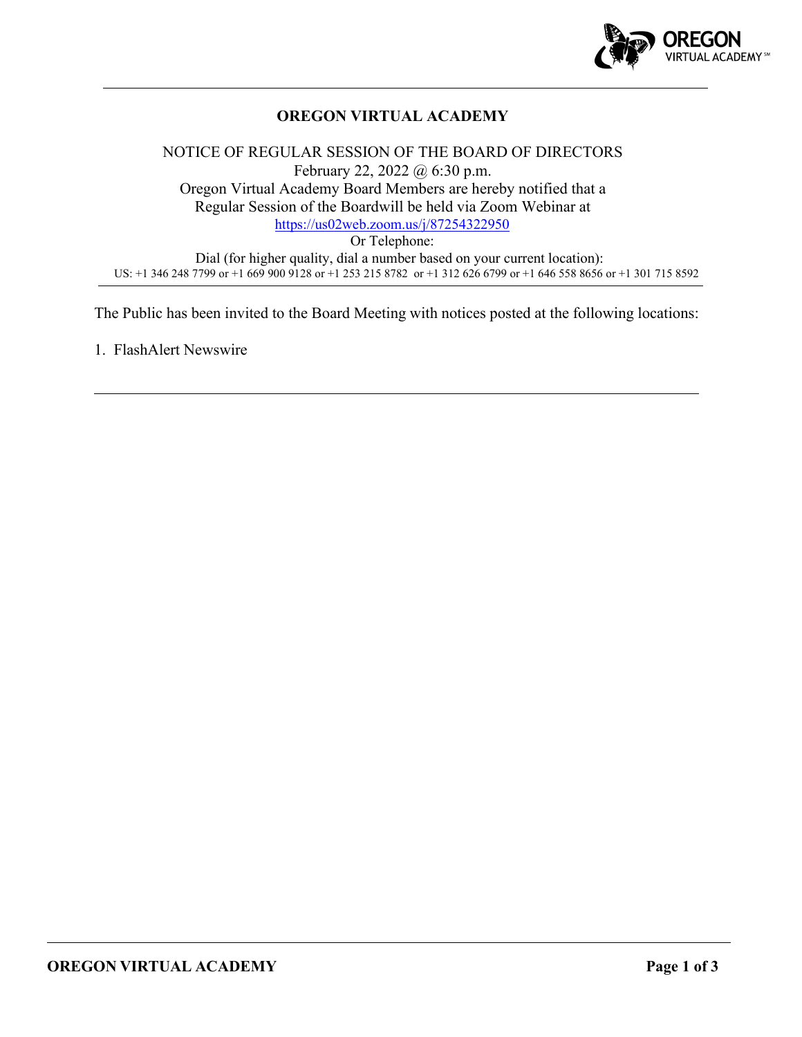# OREGON VIRTUAL ACADEMY

NOTICE OF REGULAR SESSION OF THE BOARD OF DIRECTORS
February 22, 2022 @ 6:30 p.m.
Oregon Virtual Academy Board Members are hereby notified that a Regular Session of the Boardwill be held via Zoom Webinar at
https://us02web.zoom.us/j/87254322950
Or Telephone:
Dial (for higher quality, dial a number based on your current location):
US: +1 346 248 7799 or +1 669 900 9128 or +1 253 215 8782 or +1 312 626 6799 or +1 646 558 8656 or +1 301 715 8592

The Public has been invited to the Board Meeting with notices posted at the following locations:

1. FlashAlert Newswire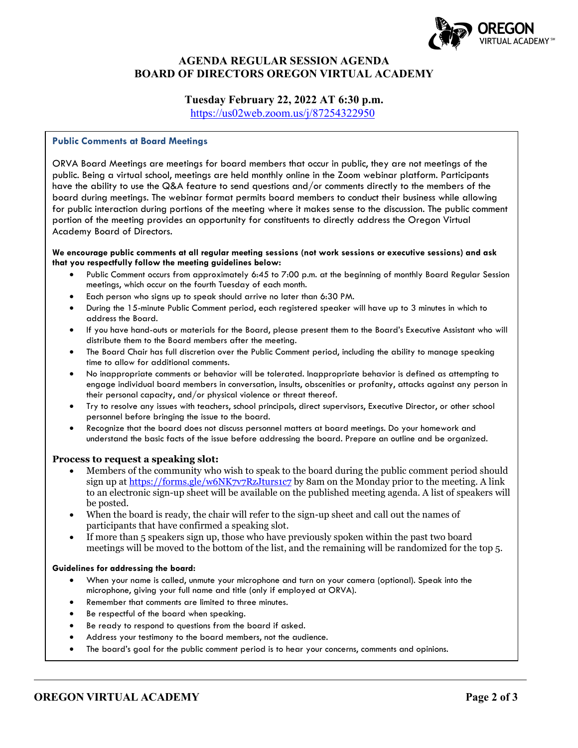# AGENDA REGULAR SESSION AGENDA
# BOARD OF DIRECTORS OREGON VIRTUAL ACADEMY

## Tuesday February 22, 2022 AT 6:30 p.m.

https://us02web.zoom.us/j/87254322950

### Public Comments at Board Meetings

ORVA Board Meetings are meetings for board members that occur in public, they are not meetings of the public. Being a virtual school, meetings are held monthly online in the Zoom webinar platform. Participants have the ability to use the Q&A feature to send questions and/or comments directly to the members of the board during meetings. The webinar format permits board members to conduct their business while allowing for public interaction during portions of the meeting where it makes sense to the discussion. The public comment portion of the meeting provides an opportunity for constituents to directly address the Oregon Virtual Academy Board of Directors.

**We encourage public comments at all regular meeting sessions (not work sessions or executive sessions) and ask that you respectfully follow the meeting guidelines below:**

- Public Comment occurs from approximately 6:45 to 7:00 p.m. at the beginning of monthly Board Regular Session meetings, which occur on the fourth Tuesday of each month.
- Each person who signs up to speak should arrive no later than 6:30 PM.
- During the 15-minute Public Comment period, each registered speaker will have up to 3 minutes in which to address the Board.
- If you have hand-outs or materials for the Board, please present them to the Board's Executive Assistant who will distribute them to the Board members after the meeting.
- The Board Chair has full discretion over the Public Comment period, including the ability to manage speaking time to allow for additional comments.
- No inappropriate comments or behavior will be tolerated. Inappropriate behavior is defined as attempting to engage individual board members in conversation, insults, obscenities or profanity, attacks against any person in their personal capacity, and/or physical violence or threat thereof.
- Try to resolve any issues with teachers, school principals, direct supervisors, Executive Director, or other school personnel before bringing the issue to the board.
- Recognize that the board does not discuss personnel matters at board meetings. Do your homework and understand the basic facts of the issue before addressing the board. Prepare an outline and be organized.

### Process to request a speaking slot:

- Members of the community who wish to speak to the board during the public comment period should sign up at https://forms.gle/w6NK7v7RzJturs1c7 by 8am on the Monday prior to the meeting. A link to an electronic sign-up sheet will be available on the published meeting agenda. A list of speakers will be posted.
- When the board is ready, the chair will refer to the sign-up sheet and call out the names of participants that have confirmed a speaking slot.
- If more than 5 speakers sign up, those who have previously spoken within the past two board meetings will be moved to the bottom of the list, and the remaining will be randomized for the top 5.

**Guidelines for addressing the board:**

- When your name is called, unmute your microphone and turn on your camera (optional). Speak into the microphone, giving your full name and title (only if employed at ORVA).
- Remember that comments are limited to three minutes.
- Be respectful of the board when speaking.
- Be ready to respond to questions from the board if asked.
- Address your testimony to the board members, not the audience.
- The board's goal for the public comment period is to hear your concerns, comments and opinions.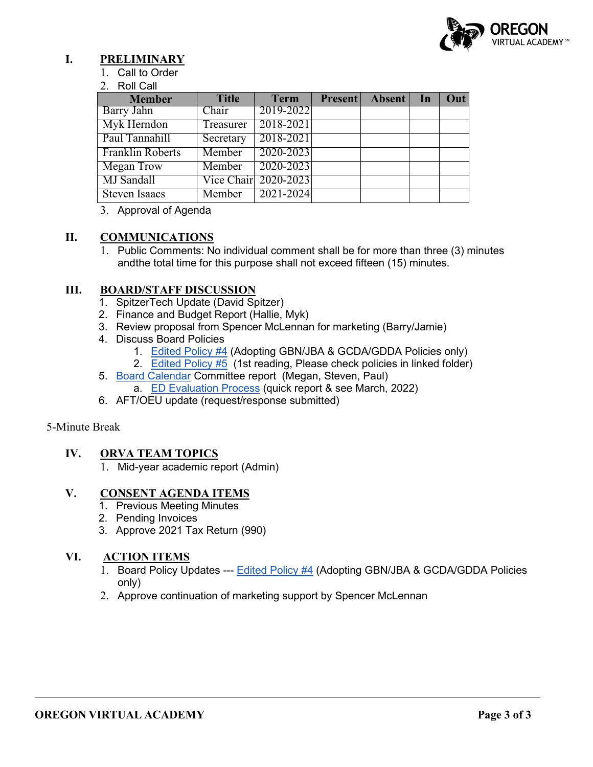## I. PRELIMINARY

1. Call to Order
2. Roll Call

| Member | Title | Term | Present | Absent | In | Out |
|---|---|---|---|---|---|---|
| Barry Jahn | Chair | 2019-2022 | | | | |
| Myk Herndon | Treasurer | 2018-2021 | | | | |
| Paul Tannahill | Secretary | 2018-2021 | | | | |
| Franklin Roberts | Member | 2020-2023 | | | | |
| Megan Trow | Member | 2020-2023 | | | | |
| MJ Sandall | Vice Chair | 2020-2023 | | | | |
| Steven Isaacs | Member | 2021-2024 | | | | |

3. Approval of Agenda

## II. COMMUNICATIONS

1. Public Comments: No individual comment shall be for more than three (3) minutes andthe total time for this purpose shall not exceed fifteen (15) minutes.

## III. BOARD/STAFF DISCUSSION

1. SpitzerTech Update (David Spitzer)
2. Finance and Budget Report (Hallie, Myk)
3. Review proposal from Spencer McLennan for marketing (Barry/Jamie)
4. Discuss Board Policies
   1. Edited Policy #4 (Adopting GBN/JBA & GCDA/GDDA Policies only)
   2. Edited Policy #5 (1st reading, Please check policies in linked folder)
5. Board Calendar Committee report (Megan, Steven, Paul)
   a. ED Evaluation Process (quick report & see March, 2022)
6. AFT/OEU update (request/response submitted)

5-Minute Break

## IV. ORVA TEAM TOPICS

1. Mid-year academic report (Admin)

## V. CONSENT AGENDA ITEMS

1. Previous Meeting Minutes
2. Pending Invoices
3. Approve 2021 Tax Return (990)

## VI. ACTION ITEMS

1. Board Policy Updates --- Edited Policy #4 (Adopting GBN/JBA & GCDA/GDDA Policies only)
2. Approve continuation of marketing support by Spencer McLennan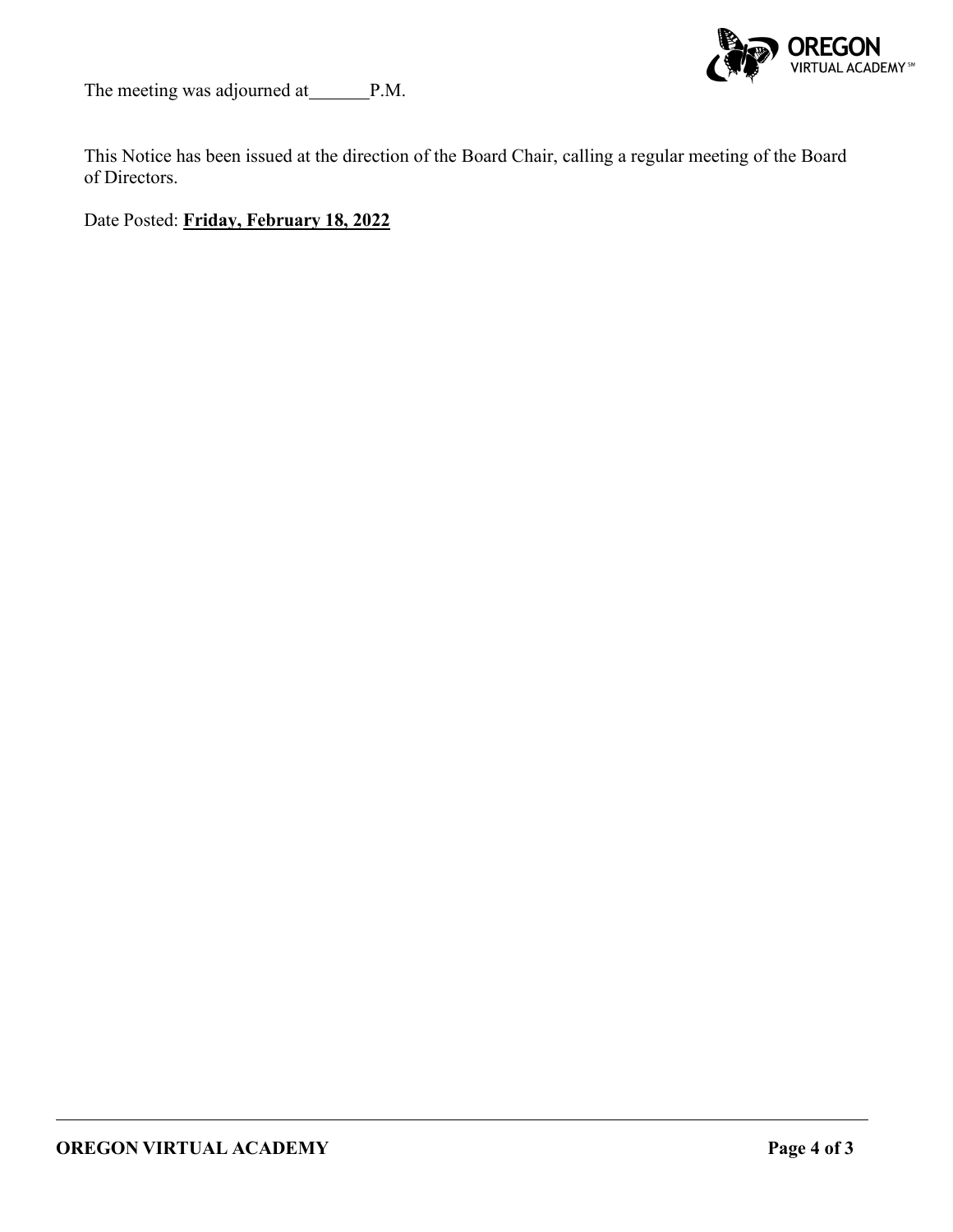The meeting was adjourned at_______P.M.

This Notice has been issued at the direction of the Board Chair, calling a regular meeting of the Board of Directors.

Date Posted: **Friday, February 18, 2022**